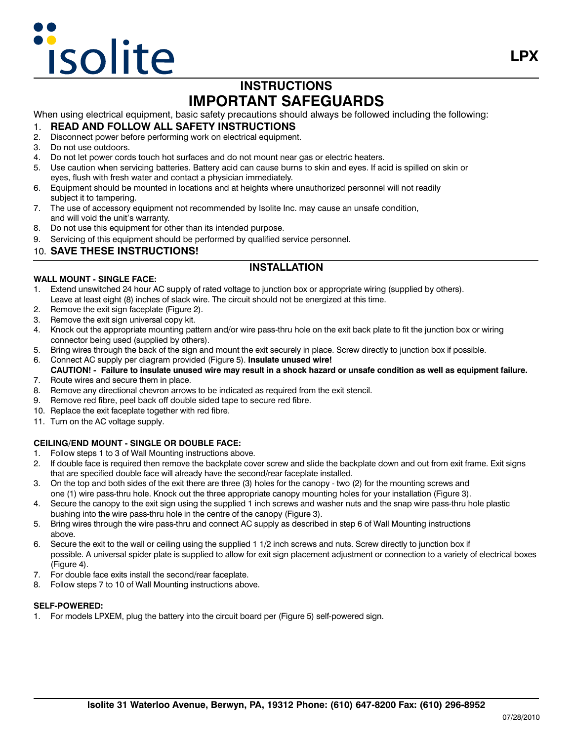isolite

**LPX**

# INSTRUCTIONS

# IMPORTANT SAFEGUARDS

When using electrical equipment, basic safety precautions should always be followed including the following:

1. **READ AND FOLLOW ALL SAFETY INSTRUCTIONS**
2. Disconnect power before performing work on electrical equipment.
3. Do not use outdoors.
4. Do not let power cords touch hot surfaces and do not mount near gas or electric heaters.
5. Use caution when servicing batteries. Battery acid can cause burns to skin and eyes. If acid is spilled on skin or eyes, flush with fresh water and contact a physician immediately.
6. Equipment should be mounted in locations and at heights where unauthorized personnel will not readily subject it to tampering.
7. The use of accessory equipment not recommended by Isolite Inc. may cause an unsafe condition, and will void the unit's warranty.
8. Do not use this equipment for other than its intended purpose.
9. Servicing of this equipment should be performed by qualified service personnel.
10. **SAVE THESE INSTRUCTIONS!**

## INSTALLATION

**WALL MOUNT - SINGLE FACE:**

1. Extend unswitched 24 hour AC supply of rated voltage to junction box or appropriate wiring (supplied by others). Leave at least eight (8) inches of slack wire. The circuit should not be energized at this time.
2. Remove the exit sign faceplate (Figure 2).
3. Remove the exit sign universal copy kit.
4. Knock out the appropriate mounting pattern and/or wire pass-thru hole on the exit back plate to fit the junction box or wiring connector being used (supplied by others).
5. Bring wires through the back of the sign and mount the exit securely in place. Screw directly to junction box if possible.
6. Connect AC supply per diagram provided (Figure 5). **Insulate unused wire!**
   **CAUTION! - Failure to insulate unused wire may result in a shock hazard or unsafe condition as well as equipment failure.**
7. Route wires and secure them in place.
8. Remove any directional chevron arrows to be indicated as required from the exit stencil.
9. Remove red fibre, peel back off double sided tape to secure red fibre.
10. Replace the exit faceplate together with red fibre.
11. Turn on the AC voltage supply.

**CEILING/END MOUNT - SINGLE OR DOUBLE FACE:**

1. Follow steps 1 to 3 of Wall Mounting instructions above.
2. If double face is required then remove the backplate cover screw and slide the backplate down and out from exit frame. Exit signs that are specified double face will already have the second/rear faceplate installed.
3. On the top and both sides of the exit there are three (3) holes for the canopy - two (2) for the mounting screws and one (1) wire pass-thru hole. Knock out the three appropriate canopy mounting holes for your installation (Figure 3).
4. Secure the canopy to the exit sign using the supplied 1 inch screws and washer nuts and the snap wire pass-thru hole plastic bushing into the wire pass-thru hole in the centre of the canopy (Figure 3).
5. Bring wires through the wire pass-thru and connect AC supply as described in step 6 of Wall Mounting instructions above.
6. Secure the exit to the wall or ceiling using the supplied 1 1/2 inch screws and nuts. Screw directly to junction box if possible. A universal spider plate is supplied to allow for exit sign placement adjustment or connection to a variety of electrical boxes (Figure 4).
7. For double face exits install the second/rear faceplate.
8. Follow steps 7 to 10 of Wall Mounting instructions above.

**SELF-POWERED:**

1. For models LPXEM, plug the battery into the circuit board per (Figure 5) self-powered sign.

**Isolite 31 Waterloo Avenue, Berwyn, PA, 19312 Phone: (610) 647-8200 Fax: (610) 296-8952**

07/28/2010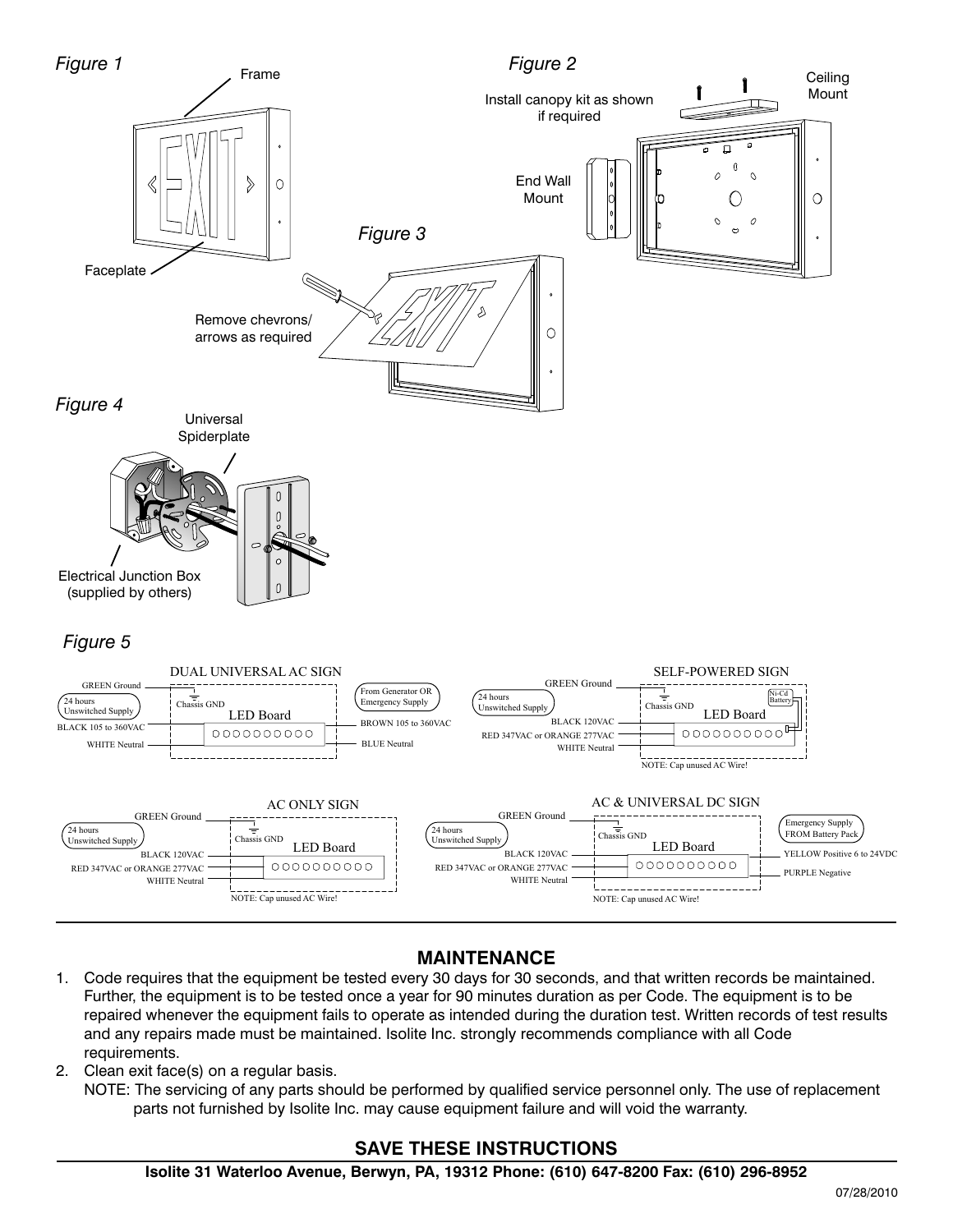*Figure 1*

Frame

Faceplate

*Figure 2*

Install canopy kit as shown if required

Ceiling Mount

End Wall Mount

*Figure 3*

Remove chevrons/ arrows as required

*Figure 4*

Universal Spiderplate

Electrical Junction Box (supplied by others)

*Figure 5*

DUAL UNIVERSAL AC SIGN

GREEN Ground

24 hours Unswitched Supply

BLACK 105 to 360VAC

WHITE Neutral

Chassis GND

LED Board

From Generator OR Emergency Supply

BROWN 105 to 360VAC

BLUE Neutral

SELF-POWERED SIGN

GREEN Ground

24 hours Unswitched Supply

BLACK 120VAC

RED 347VAC or ORANGE 277VAC

WHITE Neutral

Chassis GND

LED Board

Ni-Cd Battery

NOTE: Cap unused AC Wire!

AC ONLY SIGN

GREEN Ground

24 hours Unswitched Supply

BLACK 120VAC

RED 347VAC or ORANGE 277VAC

WHITE Neutral

Chassis GND

LED Board

NOTE: Cap unused AC Wire!

AC & UNIVERSAL DC SIGN

GREEN Ground

24 hours Unswitched Supply

BLACK 120VAC

RED 347VAC or ORANGE 277VAC

WHITE Neutral

Chassis GND

LED Board

Emergency Supply FROM Battery Pack

YELLOW Positive 6 to 24VDC

PURPLE Negative

NOTE: Cap unused AC Wire!

## MAINTENANCE

1. Code requires that the equipment be tested every 30 days for 30 seconds, and that written records be maintained. Further, the equipment is to be tested once a year for 90 minutes duration as per Code. The equipment is to be repaired whenever the equipment fails to operate as intended during the duration test. Written records of test results and any repairs made must be maintained. Isolite Inc. strongly recommends compliance with all Code requirements.
2. Clean exit face(s) on a regular basis.

   NOTE: The servicing of any parts should be performed by qualified service personnel only. The use of replacement parts not furnished by Isolite Inc. may cause equipment failure and will void the warranty.

## SAVE THESE INSTRUCTIONS

**Isolite 31 Waterloo Avenue, Berwyn, PA, 19312 Phone: (610) 647-8200 Fax: (610) 296-8952**

07/28/2010